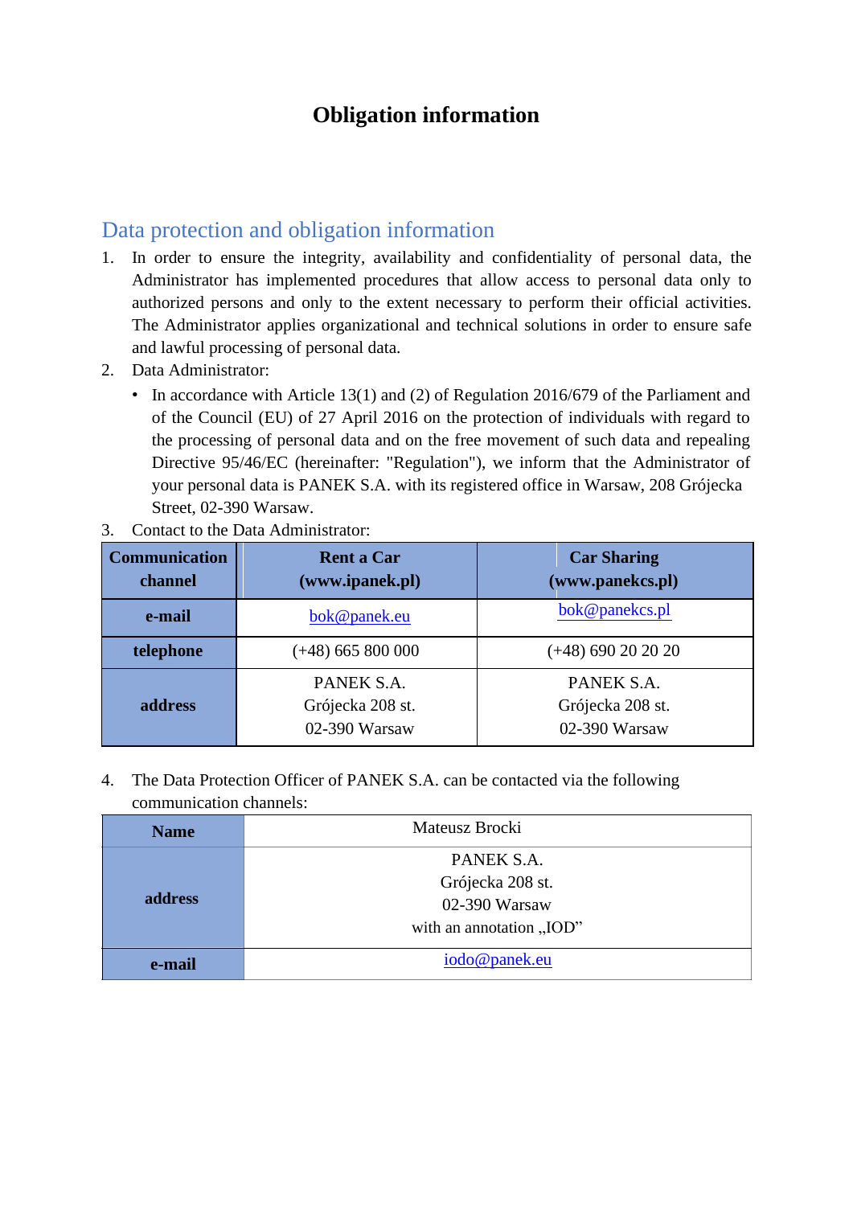# Obligation information

## Data protection and obligation information

1. In order to ensure the integrity, availability and confidentiality of personal data, the Administrator has implemented procedures that allow access to personal data only to authorized persons and only to the extent necessary to perform their official activities. The Administrator applies organizational and technical solutions in order to ensure safe and lawful processing of personal data.
2. Data Administrator:
   - In accordance with Article 13(1) and (2) of Regulation 2016/679 of the Parliament and of the Council (EU) of 27 April 2016 on the protection of individuals with regard to the processing of personal data and on the free movement of such data and repealing Directive 95/46/EC (hereinafter: "Regulation"), we inform that the Administrator of your personal data is PANEK S.A. with its registered office in Warsaw, 208 Grójecka Street, 02-390 Warsaw.
3. Contact to the Data Administrator:

| Communication channel | Rent a Car (www.ipanek.pl) | Car Sharing (www.panekcs.pl) |
|---|---|---|
| **e-mail** | bok@panek.eu | bok@panekcs.pl |
| **telephone** | (+48) 665 800 000 | (+48) 690 20 20 20 |
| **address** | PANEK S.A.<br>Grójecka 208 st.<br>02-390 Warsaw | PANEK S.A.<br>Grójecka 208 st.<br>02-390 Warsaw |

4. The Data Protection Officer of PANEK S.A. can be contacted via the following communication channels:

| Name | Mateusz Brocki |
|---|---|
| **address** | PANEK S.A.<br>Grójecka 208 st.<br>02-390 Warsaw<br>with an annotation „IOD” |
| **e-mail** | iodo@panek.eu |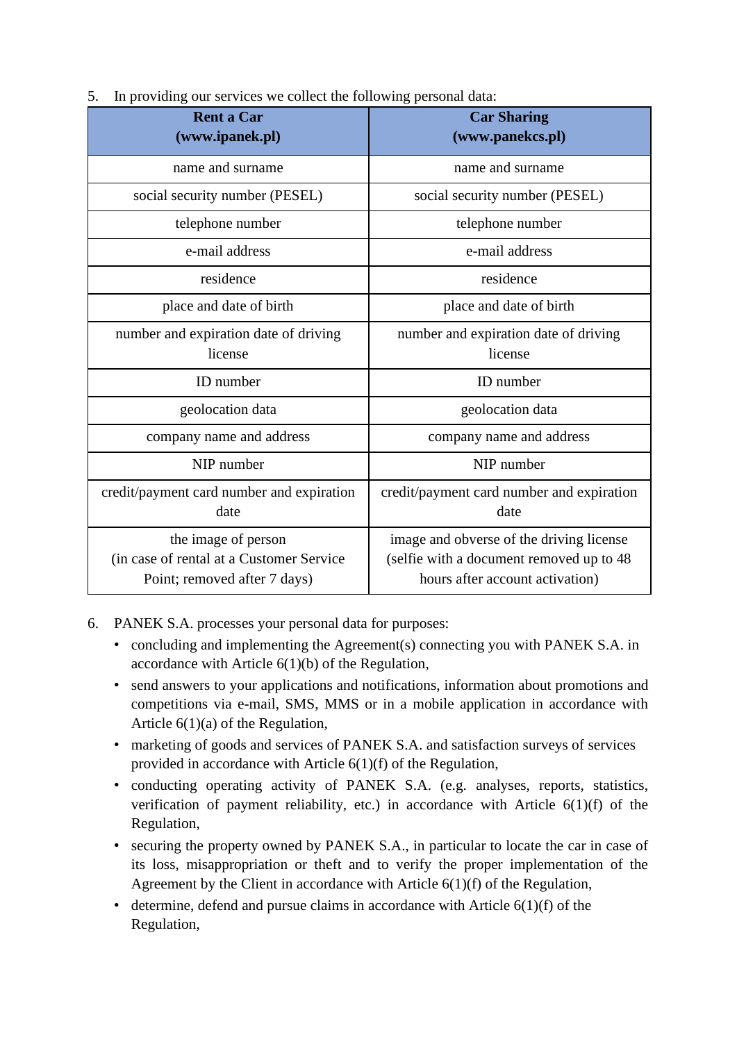5. In providing our services we collect the following personal data:

| **Rent a Car (www.ipanek.pl)** | **Car Sharing (www.panekcs.pl)** |
|---|---|
| name and surname | name and surname |
| social security number (PESEL) | social security number (PESEL) |
| telephone number | telephone number |
| e-mail address | e-mail address |
| residence | residence |
| place and date of birth | place and date of birth |
| number and expiration date of driving license | number and expiration date of driving license |
| ID number | ID number |
| geolocation data | geolocation data |
| company name and address | company name and address |
| NIP number | NIP number |
| credit/payment card number and expiration date | credit/payment card number and expiration date |
| the image of person (in case of rental at a Customer Service Point; removed after 7 days) | image and obverse of the driving license (selfie with a document removed up to 48 hours after account activation) |

6. PANEK S.A. processes your personal data for purposes:
   - concluding and implementing the Agreement(s) connecting you with PANEK S.A. in accordance with Article 6(1)(b) of the Regulation,
   - send answers to your applications and notifications, information about promotions and competitions via e-mail, SMS, MMS or in a mobile application in accordance with Article 6(1)(a) of the Regulation,
   - marketing of goods and services of PANEK S.A. and satisfaction surveys of services provided in accordance with Article 6(1)(f) of the Regulation,
   - conducting operating activity of PANEK S.A. (e.g. analyses, reports, statistics, verification of payment reliability, etc.) in accordance with Article 6(1)(f) of the Regulation,
   - securing the property owned by PANEK S.A., in particular to locate the car in case of its loss, misappropriation or theft and to verify the proper implementation of the Agreement by the Client in accordance with Article 6(1)(f) of the Regulation,
   - determine, defend and pursue claims in accordance with Article 6(1)(f) of the Regulation,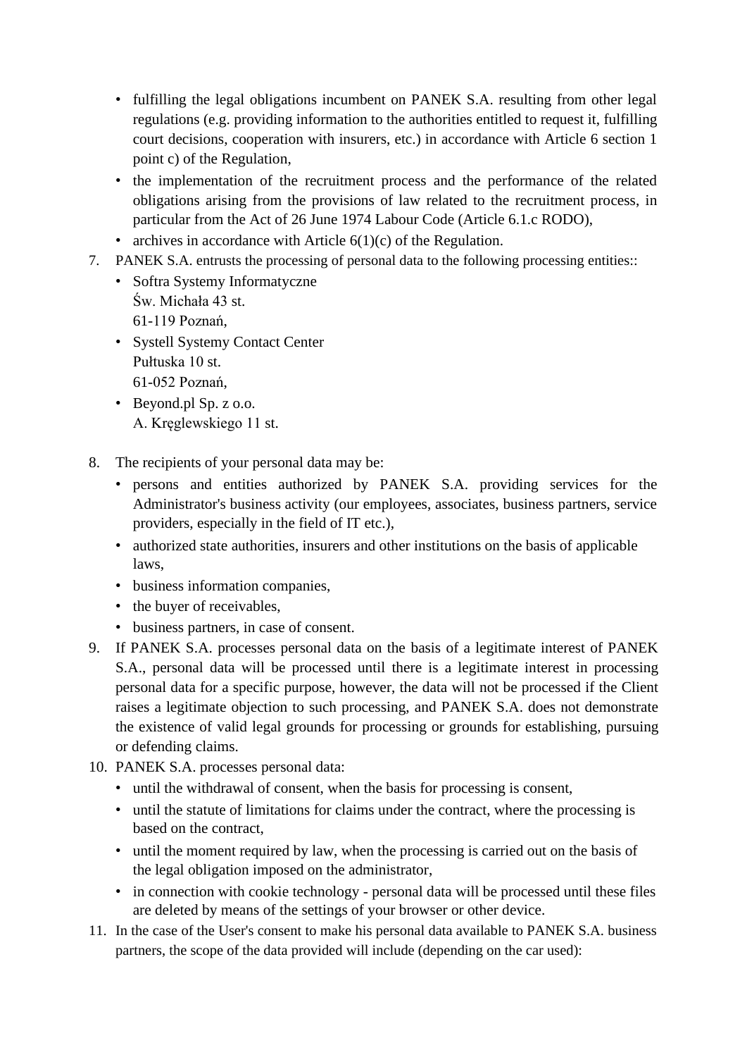- fulfilling the legal obligations incumbent on PANEK S.A. resulting from other legal regulations (e.g. providing information to the authorities entitled to request it, fulfilling court decisions, cooperation with insurers, etc.) in accordance with Article 6 section 1 point c) of the Regulation,
- the implementation of the recruitment process and the performance of the related obligations arising from the provisions of law related to the recruitment process, in particular from the Act of 26 June 1974 Labour Code (Article 6.1.c RODO),
- archives in accordance with Article 6(1)(c) of the Regulation.

7. PANEK S.A. entrusts the processing of personal data to the following processing entities::
   - Softra Systemy Informatyczne
     Św. Michała 43 st.
     61-119 Poznań,
   - Systell Systemy Contact Center
     Pułtuska 10 st.
     61-052 Poznań,
   - Beyond.pl Sp. z o.o.
     A. Kręglewskiego 11 st.

8. The recipients of your personal data may be:
   - persons and entities authorized by PANEK S.A. providing services for the Administrator's business activity (our employees, associates, business partners, service providers, especially in the field of IT etc.),
   - authorized state authorities, insurers and other institutions on the basis of applicable laws,
   - business information companies,
   - the buyer of receivables,
   - business partners, in case of consent.
9. If PANEK S.A. processes personal data on the basis of a legitimate interest of PANEK S.A., personal data will be processed until there is a legitimate interest in processing personal data for a specific purpose, however, the data will not be processed if the Client raises a legitimate objection to such processing, and PANEK S.A. does not demonstrate the existence of valid legal grounds for processing or grounds for establishing, pursuing or defending claims.
10. PANEK S.A. processes personal data:
    - until the withdrawal of consent, when the basis for processing is consent,
    - until the statute of limitations for claims under the contract, where the processing is based on the contract,
    - until the moment required by law, when the processing is carried out on the basis of the legal obligation imposed on the administrator,
    - in connection with cookie technology - personal data will be processed until these files are deleted by means of the settings of your browser or other device.
11. In the case of the User's consent to make his personal data available to PANEK S.A. business partners, the scope of the data provided will include (depending on the car used):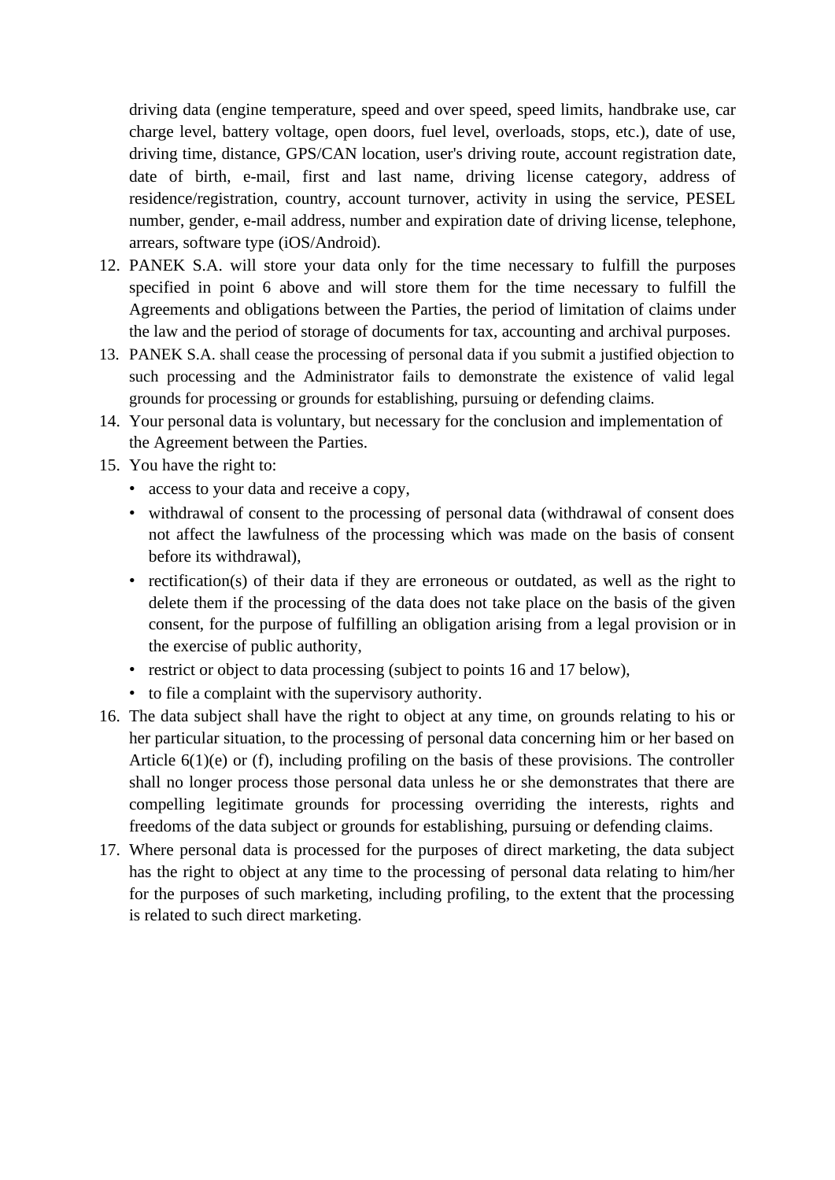driving data (engine temperature, speed and over speed, speed limits, handbrake use, car charge level, battery voltage, open doors, fuel level, overloads, stops, etc.), date of use, driving time, distance, GPS/CAN location, user's driving route, account registration date, date of birth, e-mail, first and last name, driving license category, address of residence/registration, country, account turnover, activity in using the service, PESEL number, gender, e-mail address, number and expiration date of driving license, telephone, arrears, software type (iOS/Android).

12. PANEK S.A. will store your data only for the time necessary to fulfill the purposes specified in point 6 above and will store them for the time necessary to fulfill the Agreements and obligations between the Parties, the period of limitation of claims under the law and the period of storage of documents for tax, accounting and archival purposes.
13. PANEK S.A. shall cease the processing of personal data if you submit a justified objection to such processing and the Administrator fails to demonstrate the existence of valid legal grounds for processing or grounds for establishing, pursuing or defending claims.
14. Your personal data is voluntary, but necessary for the conclusion and implementation of the Agreement between the Parties.
15. You have the right to:
    - access to your data and receive a copy,
    - withdrawal of consent to the processing of personal data (withdrawal of consent does not affect the lawfulness of the processing which was made on the basis of consent before its withdrawal),
    - rectification(s) of their data if they are erroneous or outdated, as well as the right to delete them if the processing of the data does not take place on the basis of the given consent, for the purpose of fulfilling an obligation arising from a legal provision or in the exercise of public authority,
    - restrict or object to data processing (subject to points 16 and 17 below),
    - to file a complaint with the supervisory authority.
16. The data subject shall have the right to object at any time, on grounds relating to his or her particular situation, to the processing of personal data concerning him or her based on Article 6(1)(e) or (f), including profiling on the basis of these provisions. The controller shall no longer process those personal data unless he or she demonstrates that there are compelling legitimate grounds for processing overriding the interests, rights and freedoms of the data subject or grounds for establishing, pursuing or defending claims.
17. Where personal data is processed for the purposes of direct marketing, the data subject has the right to object at any time to the processing of personal data relating to him/her for the purposes of such marketing, including profiling, to the extent that the processing is related to such direct marketing.